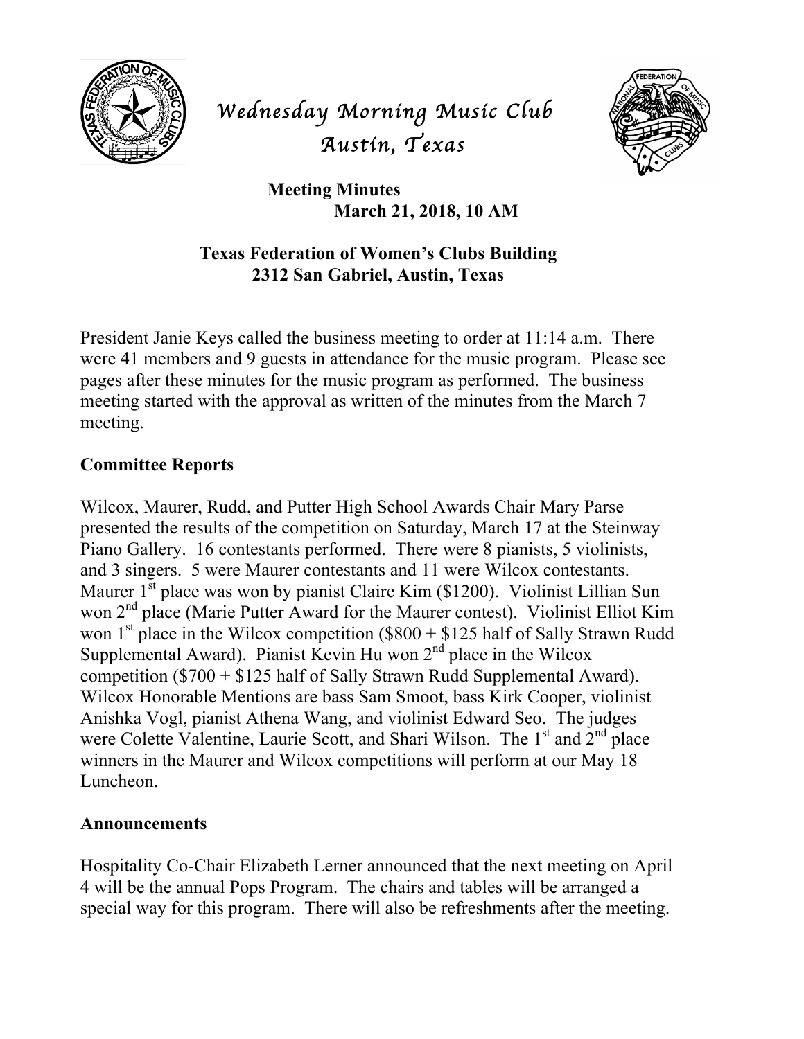# Wednesday Morning Music Club
## Austin, Texas

**Meeting Minutes**
**March 21, 2018, 10 AM**

**Texas Federation of Women's Clubs Building**
**2312 San Gabriel, Austin, Texas**

President Janie Keys called the business meeting to order at 11:14 a.m. There were 41 members and 9 guests in attendance for the music program. Please see pages after these minutes for the music program as performed. The business meeting started with the approval as written of the minutes from the March 7 meeting.

### Committee Reports

Wilcox, Maurer, Rudd, and Putter High School Awards Chair Mary Parse presented the results of the competition on Saturday, March 17 at the Steinway Piano Gallery. 16 contestants performed. There were 8 pianists, 5 violinists, and 3 singers. 5 were Maurer contestants and 11 were Wilcox contestants. Maurer 1st place was won by pianist Claire Kim ($1200). Violinist Lillian Sun won 2nd place (Marie Putter Award for the Maurer contest). Violinist Elliot Kim won 1st place in the Wilcox competition ($800 + $125 half of Sally Strawn Rudd Supplemental Award). Pianist Kevin Hu won 2nd place in the Wilcox competition ($700 + $125 half of Sally Strawn Rudd Supplemental Award). Wilcox Honorable Mentions are bass Sam Smoot, bass Kirk Cooper, violinist Anishka Vogl, pianist Athena Wang, and violinist Edward Seo. The judges were Colette Valentine, Laurie Scott, and Shari Wilson. The 1st and 2nd place winners in the Maurer and Wilcox competitions will perform at our May 18 Luncheon.

### Announcements

Hospitality Co-Chair Elizabeth Lerner announced that the next meeting on April 4 will be the annual Pops Program. The chairs and tables will be arranged a special way for this program. There will also be refreshments after the meeting.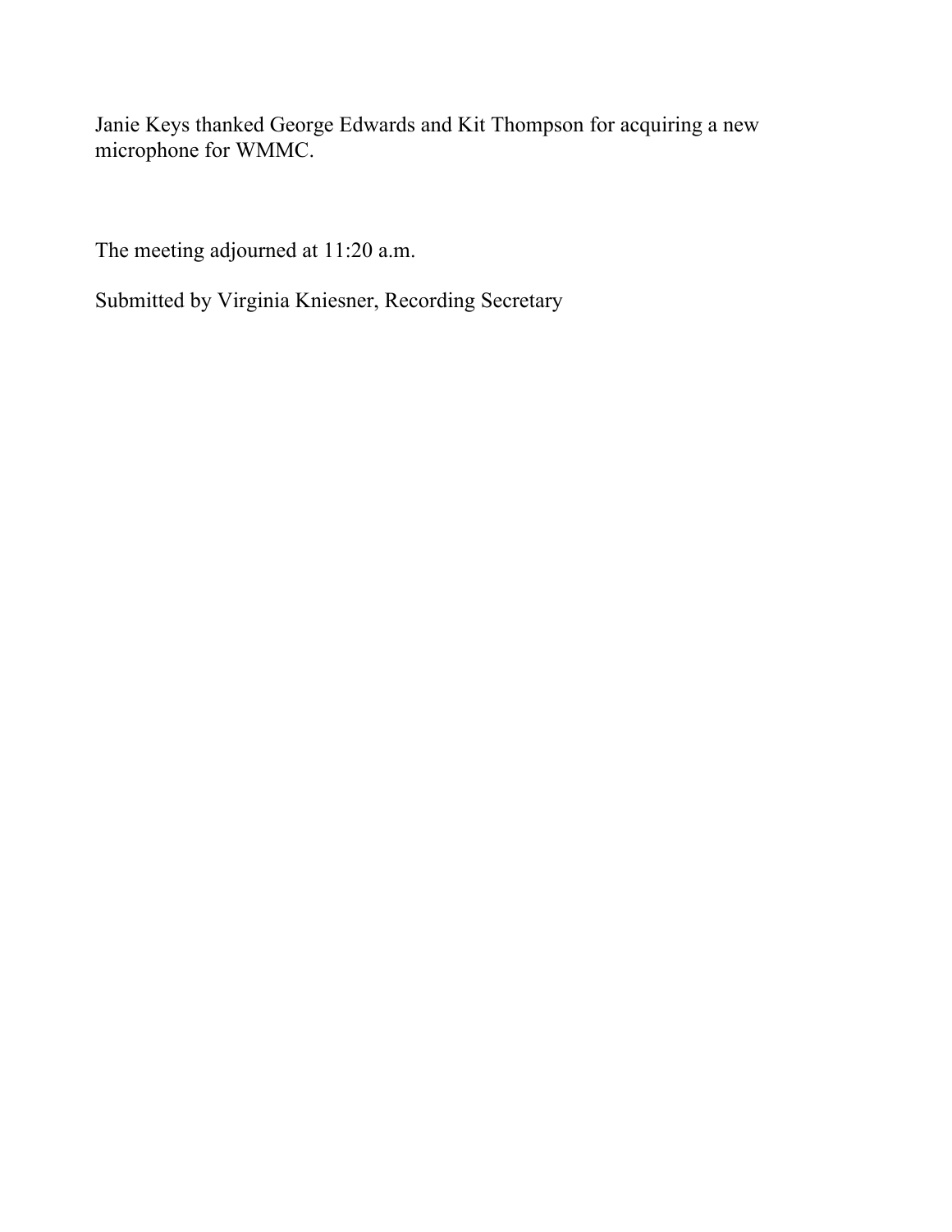Janie Keys thanked George Edwards and Kit Thompson for acquiring a new microphone for WMMC.

The meeting adjourned at 11:20 a.m.

Submitted by Virginia Kniesner, Recording Secretary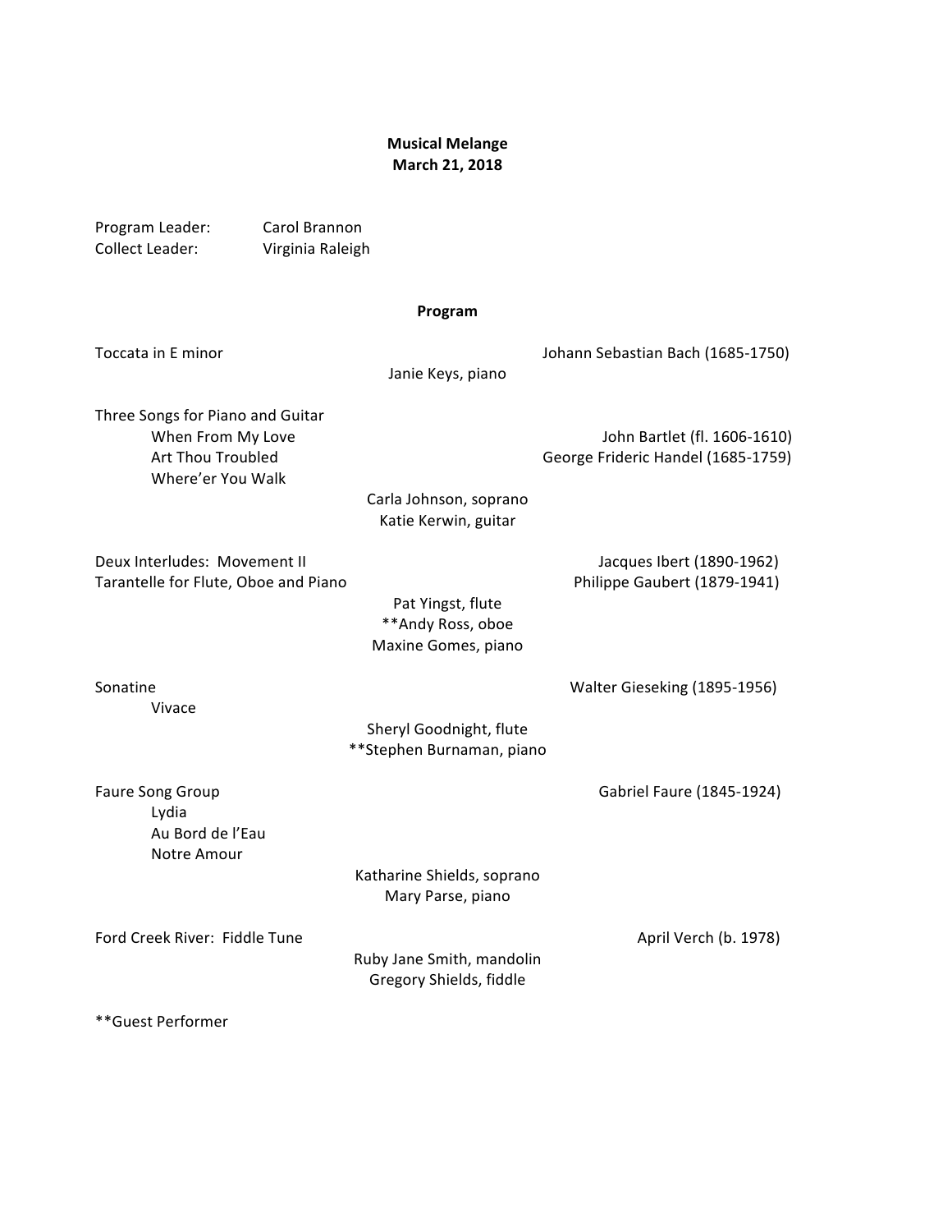**Musical Melange**
**March 21, 2018**

Program Leader: Carol Brannon
Collect Leader: Virginia Raleigh

## Program

Toccata in E minor — Johann Sebastian Bach (1685-1750)
Janie Keys, piano

Three Songs for Piano and Guitar
- When From My Love — John Bartlet (fl. 1606-1610)
- Art Thou Troubled — George Frideric Handel (1685-1759)
- Where'er You Walk

Carla Johnson, soprano
Katie Kerwin, guitar

Deux Interludes: Movement II — Jacques Ibert (1890-1962)
Tarantelle for Flute, Oboe and Piano — Philippe Gaubert (1879-1941)

Pat Yingst, flute
**Andy Ross, oboe
Maxine Gomes, piano

Sonatine — Walter Gieseking (1895-1956)
- Vivace

Sheryl Goodnight, flute
**Stephen Burnaman, piano

Faure Song Group — Gabriel Faure (1845-1924)
- Lydia
- Au Bord de l'Eau
- Notre Amour

Katharine Shields, soprano
Mary Parse, piano

Ford Creek River: Fiddle Tune — April Verch (b. 1978)
Ruby Jane Smith, mandolin
Gregory Shields, fiddle

**Guest Performer